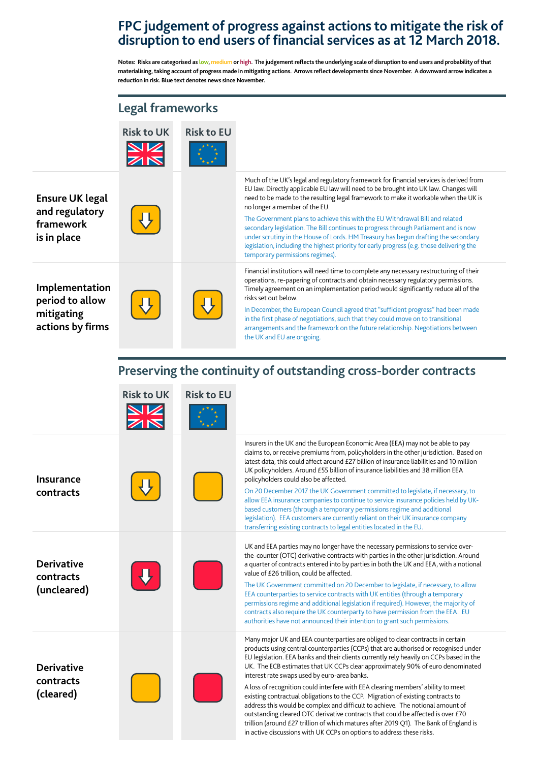# FPC judgement of progress against actions to mitigate the risk of disruption to end users of financial services as at 12 March 2018.

**Notes: Risks are categorised as low, medium or high. The judgement reflects the underlying scale of disruption to end users and probability of that materialising, taking account of progress made in mitigating actions. Arrows reflect developments since November. A downward arrow indicates a reduction in risk. Blue text denotes news since November.**

## Legal frameworks

| | Risk to UK | Risk to EU | |
|---|---|---|---|
| **Ensure UK legal and regulatory framework is in place** | Medium ↓ | | Much of the UK's legal and regulatory framework for financial services is derived from EU law. Directly applicable EU law will need to be brought into UK law. Changes will need to be made to the resulting legal framework to make it workable when the UK is no longer a member of the EU. The Government plans to achieve this with the EU Withdrawal Bill and related secondary legislation. The Bill continues to progress through Parliament and is now under scrutiny in the House of Lords. HM Treasury has begun drafting the secondary legislation, including the highest priority for early progress (e.g. those delivering the temporary permissions regimes). |
| **Implementation period to allow mitigating actions by firms** | Medium ↓ | Medium ↓ | Financial institutions will need time to complete any necessary restructuring of their operations, re-papering of contracts and obtain necessary regulatory permissions. Timely agreement on an implementation period would significantly reduce all of the risks set out below. In December, the European Council agreed that "sufficient progress" had been made in the first phase of negotiations, such that they could move on to transitional arrangements and the framework on the future relationship. Negotiations between the UK and EU are ongoing. |

## Preserving the continuity of outstanding cross-border contracts

| | Risk to UK | Risk to EU | |
|---|---|---|---|
| **Insurance contracts** | Medium ↓ | Medium | Insurers in the UK and the European Economic Area (EEA) may not be able to pay claims to, or receive premiums from, policyholders in the other jurisdiction. Based on latest data, this could affect around £27 billion of insurance liabilities and 10 million UK policyholders. Around £55 billion of insurance liabilities and 38 million EEA policyholders could also be affected. On 20 December 2017 the UK Government committed to legislate, if necessary, to allow EEA insurance companies to continue to service insurance policies held by UK-based customers (through a temporary permissions regime and additional legislation). EEA customers are currently reliant on their UK insurance company transferring existing contracts to legal entities located in the EU. |
| **Derivative contracts (uncleared)** | High ↓ | High | UK and EEA parties may no longer have the necessary permissions to service over-the-counter (OTC) derivative contracts with parties in the other jurisdiction. Around a quarter of contracts entered into by parties in both the UK and EEA, with a notional value of £26 trillion, could be affected. The UK Government committed on 20 December to legislate, if necessary, to allow EEA counterparties to service contracts with UK entities (through a temporary permissions regime and additional legislation if required). However, the majority of contracts also require the UK counterparty to have permission from the EEA. EU authorities have not announced their intention to grant such permissions. |
| **Derivative contracts (cleared)** | Medium | High | Many major UK and EEA counterparties are obliged to clear contracts in certain products using central counterparties (CCPs) that are authorised or recognised under EU legislation. EEA banks and their clients currently rely heavily on CCPs based in the UK. The ECB estimates that UK CCPs clear approximately 90% of euro denominated interest rate swaps used by euro-area banks. A loss of recognition could interfere with EEA clearing members' ability to meet existing contractual obligations to the CCP. Migration of existing contracts to address this would be complex and difficult to achieve. The notional amount of outstanding cleared OTC derivative contracts that could be affected is over £70 trillion (around £27 trillion of which matures after 2019 Q1). The Bank of England is in active discussions with UK CCPs on options to address these risks. |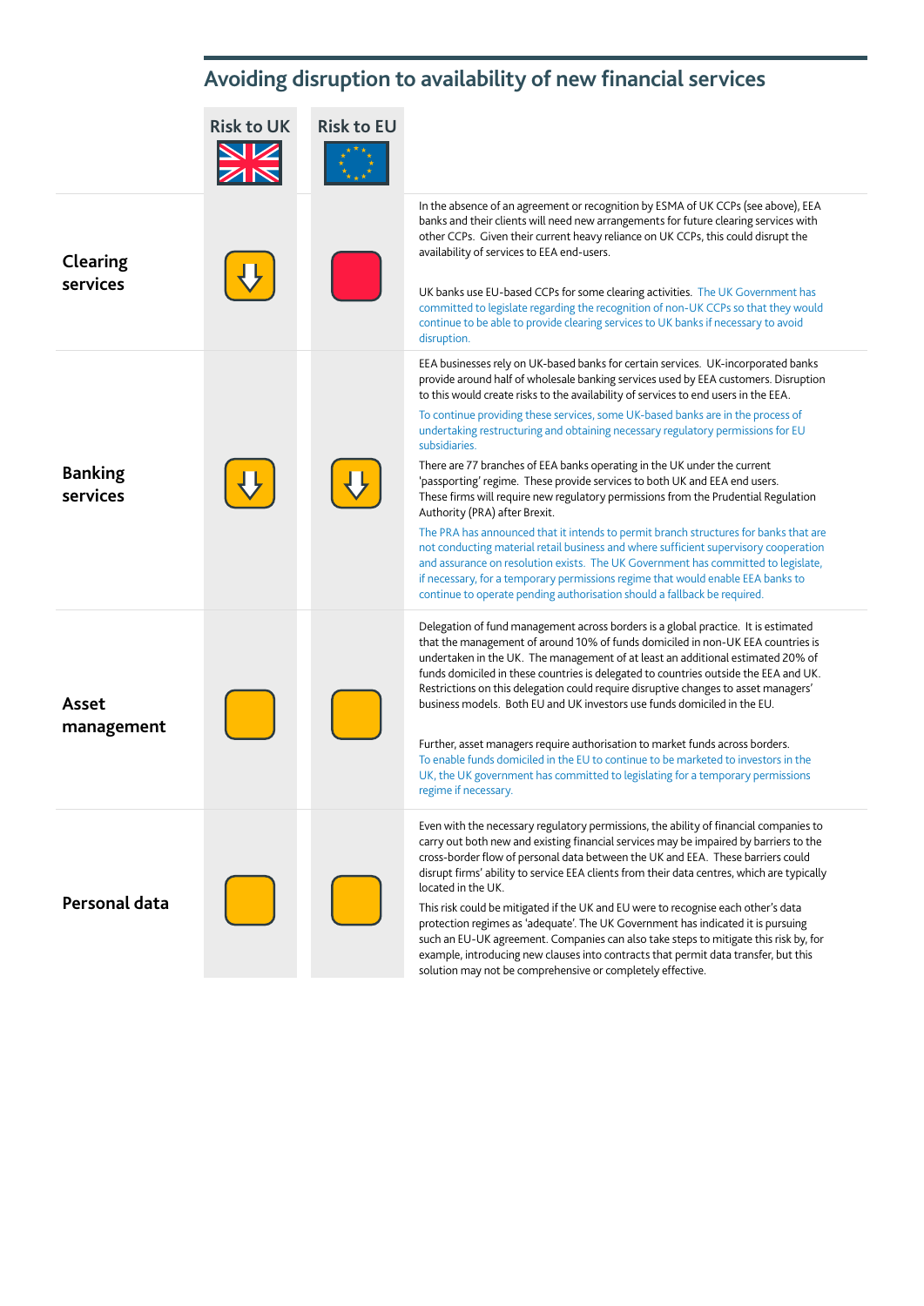## Avoiding disruption to availability of new financial services

| | Risk to UK | Risk to EU | |
|---|---|---|---|
| **Clearing services** | | | In the absence of an agreement or recognition by ESMA of UK CCPs (see above), EEA banks and their clients will need new arrangements for future clearing services with other CCPs. Given their current heavy reliance on UK CCPs, this could disrupt the availability of services to EEA end-users. <br><br> UK banks use EU-based CCPs for some clearing activities. The UK Government has committed to legislate regarding the recognition of non-UK CCPs so that they would continue to be able to provide clearing services to UK banks if necessary to avoid disruption. |
| **Banking services** | | | EEA businesses rely on UK-based banks for certain services. UK-incorporated banks provide around half of wholesale banking services used by EEA customers. Disruption to this would create risks to the availability of services to end users in the EEA. <br><br> To continue providing these services, some UK-based banks are in the process of undertaking restructuring and obtaining necessary regulatory permissions for EU subsidiaries. <br><br> There are 77 branches of EEA banks operating in the UK under the current 'passporting' regime. These provide services to both UK and EEA end users. These firms will require new regulatory permissions from the Prudential Regulation Authority (PRA) after Brexit. <br><br> The PRA has announced that it intends to permit branch structures for banks that are not conducting material retail business and where sufficient supervisory cooperation and assurance on resolution exists. The UK Government has committed to legislate, if necessary, for a temporary permissions regime that would enable EEA banks to continue to operate pending authorisation should a fallback be required. |
| **Asset management** | | | Delegation of fund management across borders is a global practice. It is estimated that the management of around 10% of funds domiciled in non-UK EEA countries is undertaken in the UK. The management of at least an additional estimated 20% of funds domiciled in these countries is delegated to countries outside the EEA and UK. Restrictions on this delegation could require disruptive changes to asset managers' business models. Both EU and UK investors use funds domiciled in the EU. <br><br> Further, asset managers require authorisation to market funds across borders. To enable funds domiciled in the EU to continue to be marketed to investors in the UK, the UK government has committed to legislating for a temporary permissions regime if necessary. |
| **Personal data** | | | Even with the necessary regulatory permissions, the ability of financial companies to carry out both new and existing financial services may be impaired by barriers to the cross-border flow of personal data between the UK and EEA. These barriers could disrupt firms' ability to service EEA clients from their data centres, which are typically located in the UK. <br><br> This risk could be mitigated if the UK and EU were to recognise each other's data protection regimes as 'adequate'. The UK Government has indicated it is pursuing such an EU-UK agreement. Companies can also take steps to mitigate this risk by, for example, introducing new clauses into contracts that permit data transfer, but this solution may not be comprehensive or completely effective. |